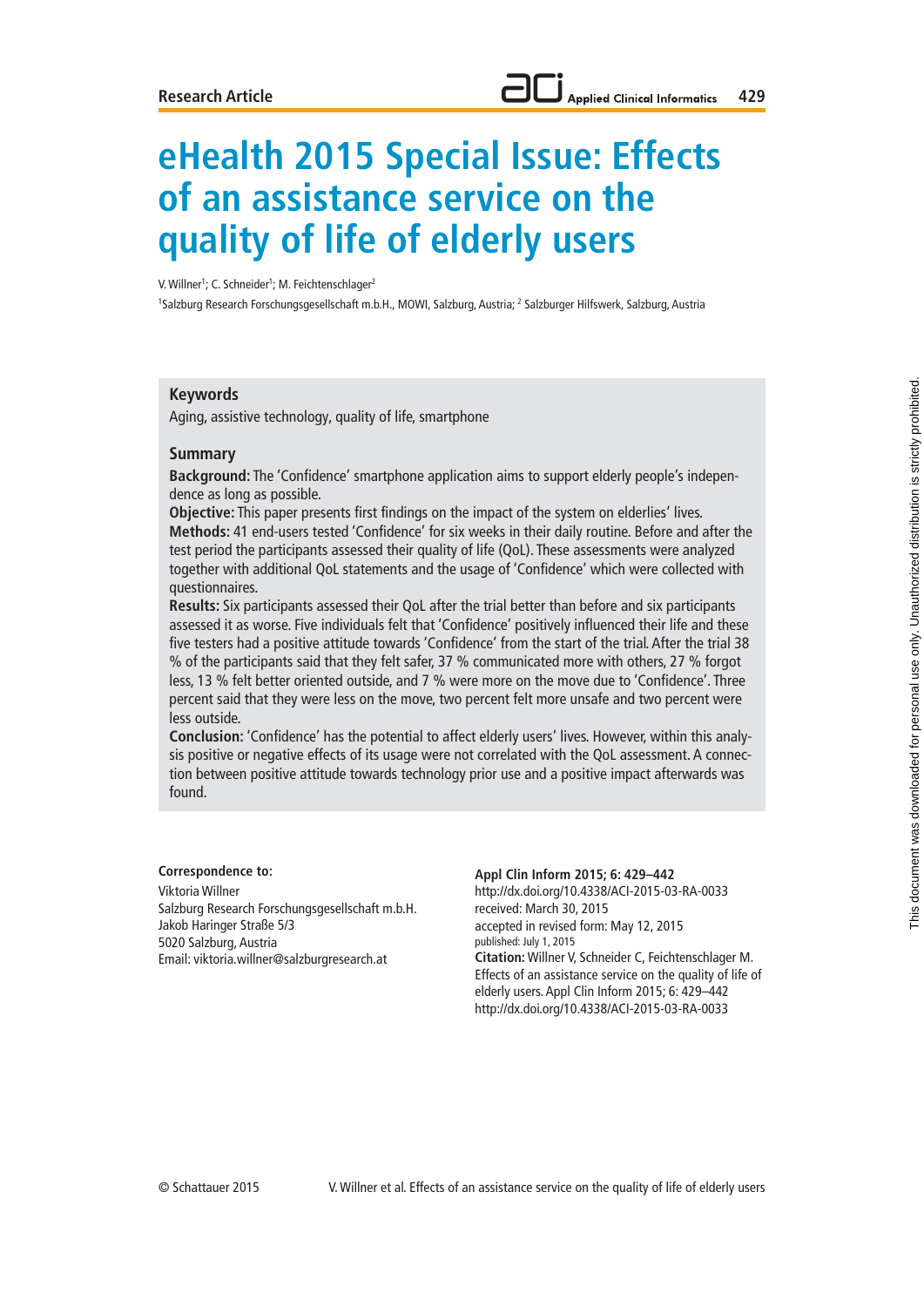# eHealth 2015 Special Issue: Effects of an assistance service on the quality of life of elderly users

V. Willner[1]; C. Schneider[1]; M. Feichtenschlager[2]

[1]Salzburg Research Forschungsgesellschaft m.b.H., MOWI, Salzburg, Austria; [2] Salzburger Hilfswerk, Salzburg, Austria

## Keywords

Aging, assistive technology, quality of life, smartphone

## Summary

**Background:** The 'Confidence' smartphone application aims to support elderly people's independence as long as possible.

**Objective:** This paper presents first findings on the impact of the system on elderlies' lives.

**Methods:** 41 end-users tested 'Confidence' for six weeks in their daily routine. Before and after the test period the participants assessed their quality of life (QoL). These assessments were analyzed together with additional QoL statements and the usage of 'Confidence' which were collected with questionnaires.

**Results:** Six participants assessed their QoL after the trial better than before and six participants assessed it as worse. Five individuals felt that 'Confidence' positively influenced their life and these five testers had a positive attitude towards 'Confidence' from the start of the trial. After the trial 38 % of the participants said that they felt safer, 37 % communicated more with others, 27 % forgot less, 13 % felt better oriented outside, and 7 % were more on the move due to 'Confidence'. Three percent said that they were less on the move, two percent felt more unsafe and two percent were less outside.

**Conclusion:** 'Confidence' has the potential to affect elderly users' lives. However, within this analysis positive or negative effects of its usage were not correlated with the QoL assessment. A connection between positive attitude towards technology prior use and a positive impact afterwards was found.

**Correspondence to:**
Viktoria Willner
Salzburg Research Forschungsgesellschaft m.b.H.
Jakob Haringer Straße 5/3
5020 Salzburg, Austria
Email: viktoria.willner@salzburgresearch.at

**Appl Clin Inform 2015; 6: 429–442**
http://dx.doi.org/10.4338/ACI-2015-03-RA-0033
received: March 30, 2015
accepted in revised form: May 12, 2015
published: July 1, 2015
**Citation:** Willner V, Schneider C, Feichtenschlager M. Effects of an assistance service on the quality of life of elderly users. Appl Clin Inform 2015; 6: 429–442
http://dx.doi.org/10.4338/ACI-2015-03-RA-0033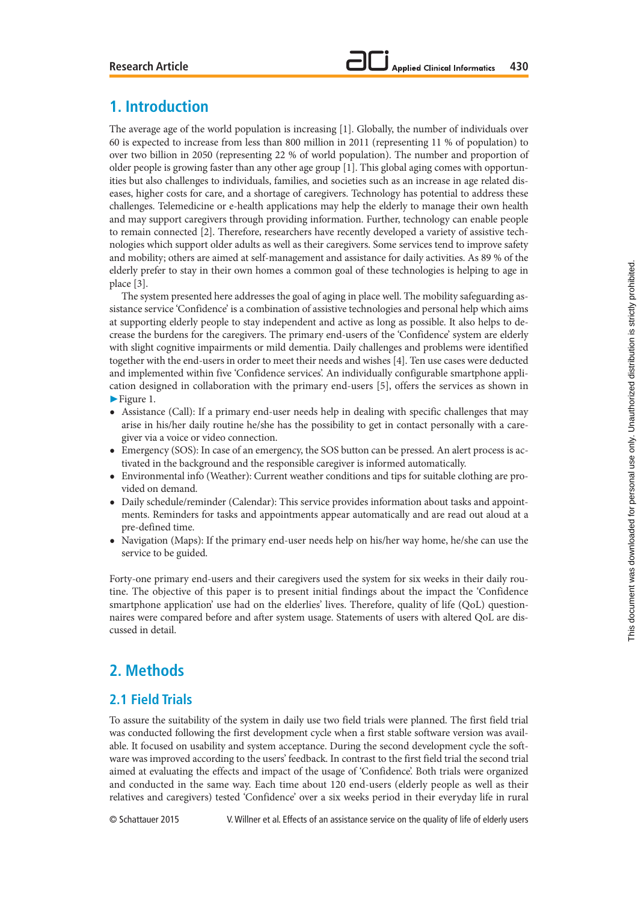## 1. Introduction

The average age of the world population is increasing [1]. Globally, the number of individuals over 60 is expected to increase from less than 800 million in 2011 (representing 11 % of population) to over two billion in 2050 (representing 22 % of world population). The number and proportion of older people is growing faster than any other age group [1]. This global aging comes with opportunities but also challenges to individuals, families, and societies such as an increase in age related diseases, higher costs for care, and a shortage of caregivers. Technology has potential to address these challenges. Telemedicine or e-health applications may help the elderly to manage their own health and may support caregivers through providing information. Further, technology can enable people to remain connected [2]. Therefore, researchers have recently developed a variety of assistive technologies which support older adults as well as their caregivers. Some services tend to improve safety and mobility; others are aimed at self-management and assistance for daily activities. As 89 % of the elderly prefer to stay in their own homes a common goal of these technologies is helping to age in place [3].

The system presented here addresses the goal of aging in place well. The mobility safeguarding assistance service 'Confidence' is a combination of assistive technologies and personal help which aims at supporting elderly people to stay independent and active as long as possible. It also helps to decrease the burdens for the caregivers. The primary end-users of the 'Confidence' system are elderly with slight cognitive impairments or mild dementia. Daily challenges and problems were identified together with the end-users in order to meet their needs and wishes [4]. Ten use cases were deducted and implemented within five 'Confidence services'. An individually configurable smartphone application designed in collaboration with the primary end-users [5], offers the services as shown in ►Figure 1.

- Assistance (Call): If a primary end-user needs help in dealing with specific challenges that may arise in his/her daily routine he/she has the possibility to get in contact personally with a caregiver via a voice or video connection.
- Emergency (SOS): In case of an emergency, the SOS button can be pressed. An alert process is activated in the background and the responsible caregiver is informed automatically.
- Environmental info (Weather): Current weather conditions and tips for suitable clothing are provided on demand.
- Daily schedule/reminder (Calendar): This service provides information about tasks and appointments. Reminders for tasks and appointments appear automatically and are read out aloud at a pre-defined time.
- Navigation (Maps): If the primary end-user needs help on his/her way home, he/she can use the service to be guided.

Forty-one primary end-users and their caregivers used the system for six weeks in their daily routine. The objective of this paper is to present initial findings about the impact the 'Confidence smartphone application' use had on the elderlies' lives. Therefore, quality of life (QoL) questionnaires were compared before and after system usage. Statements of users with altered QoL are discussed in detail.

## 2. Methods

### 2.1 Field Trials

To assure the suitability of the system in daily use two field trials were planned. The first field trial was conducted following the first development cycle when a first stable software version was available. It focused on usability and system acceptance. During the second development cycle the software was improved according to the users' feedback. In contrast to the first field trial the second trial aimed at evaluating the effects and impact of the usage of 'Confidence'. Both trials were organized and conducted in the same way. Each time about 120 end-users (elderly people as well as their relatives and caregivers) tested 'Confidence' over a six weeks period in their everyday life in rural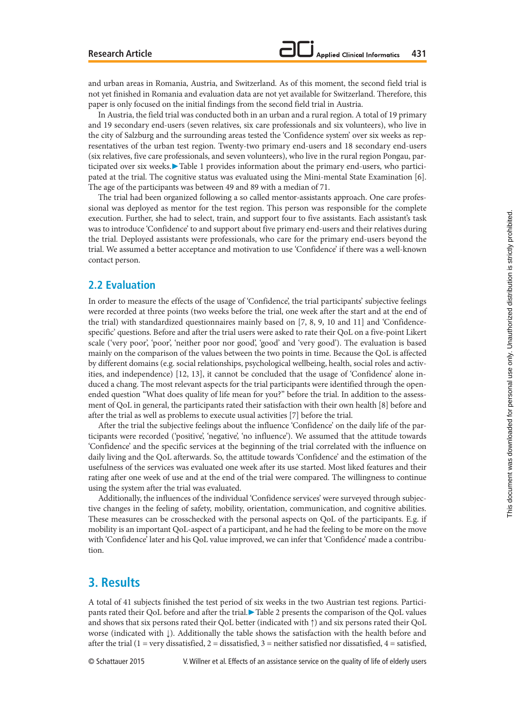and urban areas in Romania, Austria, and Switzerland. As of this moment, the second field trial is not yet finished in Romania and evaluation data are not yet available for Switzerland. Therefore, this paper is only focused on the initial findings from the second field trial in Austria.

In Austria, the field trial was conducted both in an urban and a rural region. A total of 19 primary and 19 secondary end-users (seven relatives, six care professionals and six volunteers), who live in the city of Salzburg and the surrounding areas tested the 'Confidence system' over six weeks as representatives of the urban test region. Twenty-two primary end-users and 18 secondary end-users (six relatives, five care professionals, and seven volunteers), who live in the rural region Pongau, participated over six weeks. ▶Table 1 provides information about the primary end-users, who participated at the trial. The cognitive status was evaluated using the Mini-mental State Examination [6]. The age of the participants was between 49 and 89 with a median of 71.

The trial had been organized following a so called mentor-assistants approach. One care professional was deployed as mentor for the test region. This person was responsible for the complete execution. Further, she had to select, train, and support four to five assistants. Each assistant's task was to introduce 'Confidence' to and support about five primary end-users and their relatives during the trial. Deployed assistants were professionals, who care for the primary end-users beyond the trial. We assumed a better acceptance and motivation to use 'Confidence' if there was a well-known contact person.

## 2.2 Evaluation

In order to measure the effects of the usage of 'Confidence', the trial participants' subjective feelings were recorded at three points (two weeks before the trial, one week after the start and at the end of the trial) with standardized questionnaires mainly based on [7, 8, 9, 10 and 11] and 'Confidence-specific' questions. Before and after the trial users were asked to rate their QoL on a five-point Likert scale ('very poor', 'poor', 'neither poor nor good', 'good' and 'very good'). The evaluation is based mainly on the comparison of the values between the two points in time. Because the QoL is affected by different domains (e.g. social relationships, psychological wellbeing, health, social roles and activities, and independence) [12, 13], it cannot be concluded that the usage of 'Confidence' alone induced a chang. The most relevant aspects for the trial participants were identified through the open-ended question "What does quality of life mean for you?" before the trial. In addition to the assessment of QoL in general, the participants rated their satisfaction with their own health [8] before and after the trial as well as problems to execute usual activities [7] before the trial.

After the trial the subjective feelings about the influence 'Confidence' on the daily life of the participants were recorded ('positive', 'negative', 'no influence'). We assumed that the attitude towards 'Confidence' and the specific services at the beginning of the trial correlated with the influence on daily living and the QoL afterwards. So, the attitude towards 'Confidence' and the estimation of the usefulness of the services was evaluated one week after its use started. Most liked features and their rating after one week of use and at the end of the trial were compared. The willingness to continue using the system after the trial was evaluated.

Additionally, the influences of the individual 'Confidence services' were surveyed through subjective changes in the feeling of safety, mobility, orientation, communication, and cognitive abilities. These measures can be crosschecked with the personal aspects on QoL of the participants. E.g. if mobility is an important QoL-aspect of a participant, and he had the feeling to be more on the move with 'Confidence' later and his QoL value improved, we can infer that 'Confidence' made a contribution.

# 3. Results

A total of 41 subjects finished the test period of six weeks in the two Austrian test regions. Participants rated their QoL before and after the trial. ▶Table 2 presents the comparison of the QoL values and shows that six persons rated their QoL better (indicated with ↑) and six persons rated their QoL worse (indicated with ↓). Additionally the table shows the satisfaction with the health before and after the trial (1 = very dissatisfied, 2 = dissatisfied, 3 = neither satisfied nor dissatisfied, 4 = satisfied,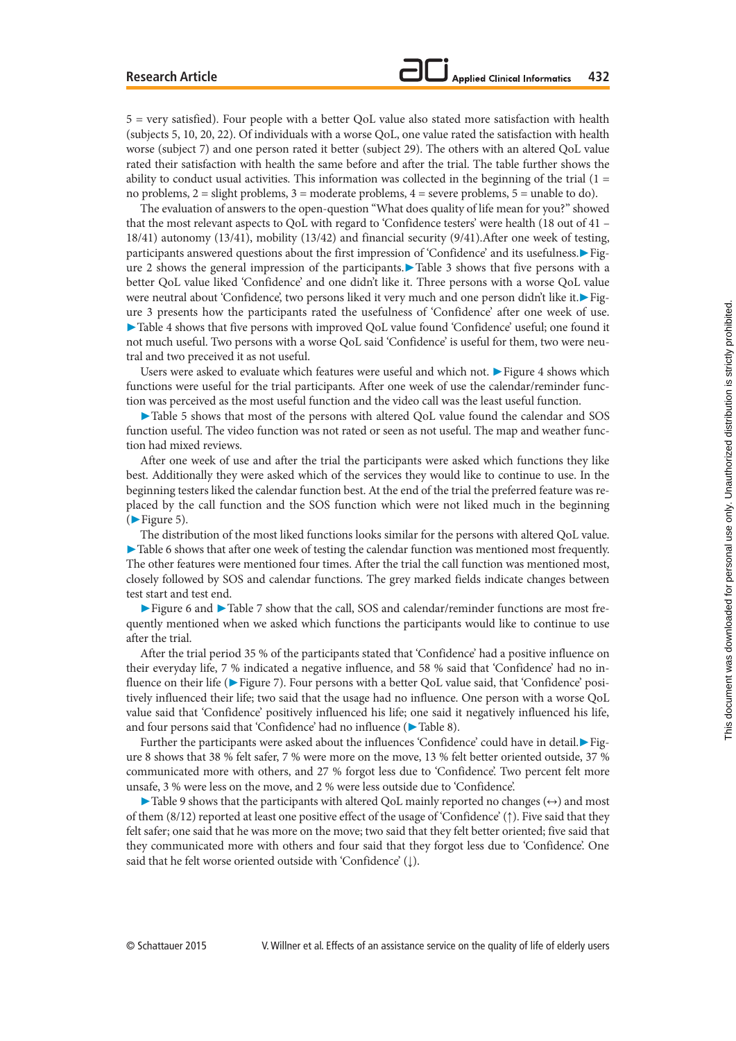5 = very satisfied). Four people with a better QoL value also stated more satisfaction with health (subjects 5, 10, 20, 22). Of individuals with a worse QoL, one value rated the satisfaction with health worse (subject 7) and one person rated it better (subject 29). The others with an altered QoL value rated their satisfaction with health the same before and after the trial. The table further shows the ability to conduct usual activities. This information was collected in the beginning of the trial (1 = no problems, 2 = slight problems, 3 = moderate problems, 4 = severe problems, 5 = unable to do).

The evaluation of answers to the open-question "What does quality of life mean for you?" showed that the most relevant aspects to QoL with regard to 'Confidence testers' were health (18 out of 41 – 18/41) autonomy (13/41), mobility (13/42) and financial security (9/41).After one week of testing, participants answered questions about the first impression of 'Confidence' and its usefulness. ▶Figure 2 shows the general impression of the participants. ▶Table 3 shows that five persons with a better QoL value liked 'Confidence' and one didn't like it. Three persons with a worse QoL value were neutral about 'Confidence', two persons liked it very much and one person didn't like it. ▶Figure 3 presents how the participants rated the usefulness of 'Confidence' after one week of use. ▶Table 4 shows that five persons with improved QoL value found 'Confidence' useful; one found it not much useful. Two persons with a worse QoL said 'Confidence' is useful for them, two were neutral and two preceived it as not useful.

Users were asked to evaluate which features were useful and which not. ▶Figure 4 shows which functions were useful for the trial participants. After one week of use the calendar/reminder function was perceived as the most useful function and the video call was the least useful function.

▶Table 5 shows that most of the persons with altered QoL value found the calendar and SOS function useful. The video function was not rated or seen as not useful. The map and weather function had mixed reviews.

After one week of use and after the trial the participants were asked which functions they like best. Additionally they were asked which of the services they would like to continue to use. In the beginning testers liked the calendar function best. At the end of the trial the preferred feature was replaced by the call function and the SOS function which were not liked much in the beginning (▶Figure 5).

The distribution of the most liked functions looks similar for the persons with altered QoL value. ▶Table 6 shows that after one week of testing the calendar function was mentioned most frequently. The other features were mentioned four times. After the trial the call function was mentioned most, closely followed by SOS and calendar functions. The grey marked fields indicate changes between test start and test end.

▶Figure 6 and ▶Table 7 show that the call, SOS and calendar/reminder functions are most frequently mentioned when we asked which functions the participants would like to continue to use after the trial.

After the trial period 35 % of the participants stated that 'Confidence' had a positive influence on their everyday life, 7 % indicated a negative influence, and 58 % said that 'Confidence' had no influence on their life (▶Figure 7). Four persons with a better QoL value said, that 'Confidence' positively influenced their life; two said that the usage had no influence. One person with a worse QoL value said that 'Confidence' positively influenced his life; one said it negatively influenced his life, and four persons said that 'Confidence' had no influence (▶Table 8).

Further the participants were asked about the influences 'Confidence' could have in detail. ▶Figure 8 shows that 38 % felt safer, 7 % were more on the move, 13 % felt better oriented outside, 37 % communicated more with others, and 27 % forgot less due to 'Confidence'. Two percent felt more unsafe, 3 % were less on the move, and 2 % were less outside due to 'Confidence'.

▶Table 9 shows that the participants with altered QoL value mainly reported no changes (↔) and most of them (8/12) reported at least one positive effect of the usage of 'Confidence' (↑). Five said that they felt safer; one said that he was more on the move; two said that they felt better oriented; five said that they communicated more with others and four said that they forgot less due to 'Confidence'. One said that he felt worse oriented outside with 'Confidence' (↓).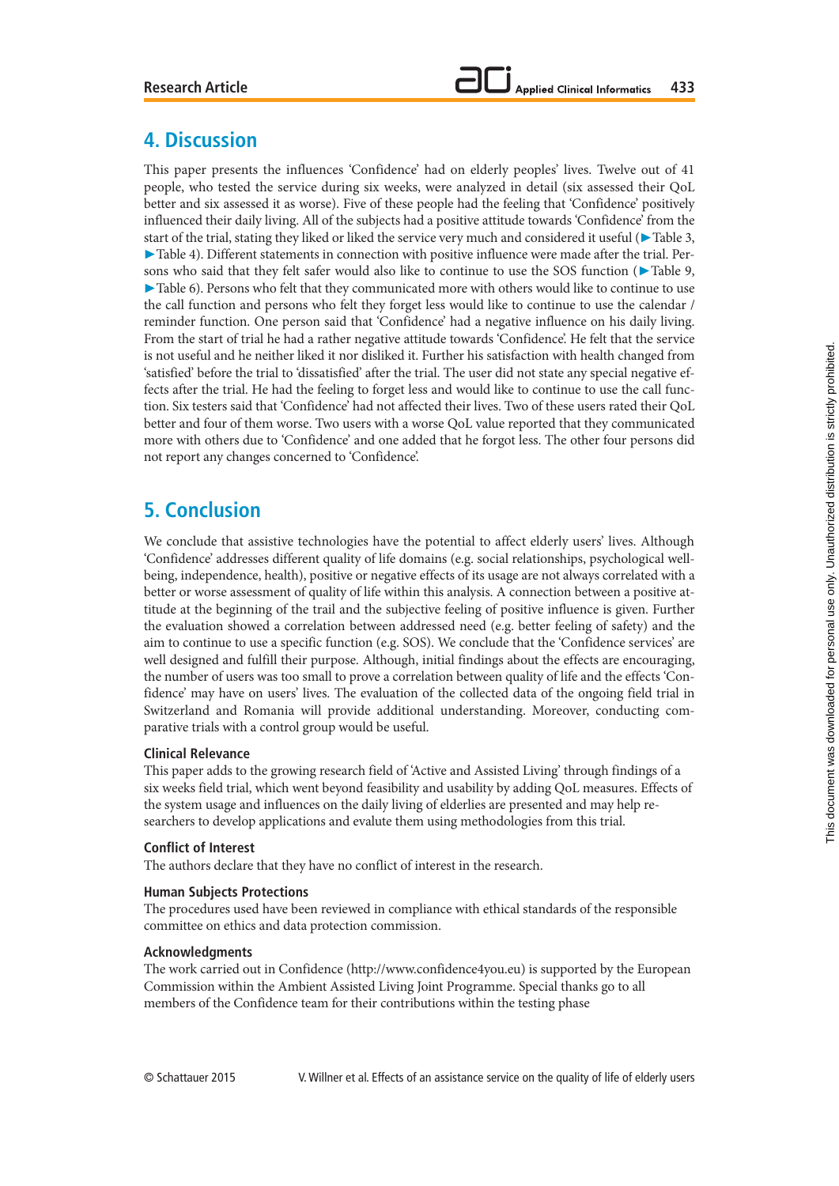## 4. Discussion

This paper presents the influences 'Confidence' had on elderly peoples' lives. Twelve out of 41 people, who tested the service during six weeks, were analyzed in detail (six assessed their QoL better and six assessed it as worse). Five of these people had the feeling that 'Confidence' positively influenced their daily living. All of the subjects had a positive attitude towards 'Confidence' from the start of the trial, stating they liked or liked the service very much and considered it useful (▶Table 3, ▶Table 4). Different statements in connection with positive influence were made after the trial. Persons who said that they felt safer would also like to continue to use the SOS function (▶Table 9, ▶Table 6). Persons who felt that they communicated more with others would like to continue to use the call function and persons who felt they forget less would like to continue to use the calendar / reminder function. One person said that 'Confidence' had a negative influence on his daily living. From the start of trial he had a rather negative attitude towards 'Confidence'. He felt that the service is not useful and he neither liked it nor disliked it. Further his satisfaction with health changed from 'satisfied' before the trial to 'dissatisfied' after the trial. The user did not state any special negative effects after the trial. He had the feeling to forget less and would like to continue to use the call function. Six testers said that 'Confidence' had not affected their lives. Two of these users rated their QoL better and four of them worse. Two users with a worse QoL value reported that they communicated more with others due to 'Confidence' and one added that he forgot less. The other four persons did not report any changes concerned to 'Confidence'.

## 5. Conclusion

We conclude that assistive technologies have the potential to affect elderly users' lives. Although 'Confidence' addresses different quality of life domains (e.g. social relationships, psychological well-being, independence, health), positive or negative effects of its usage are not always correlated with a better or worse assessment of quality of life within this analysis. A connection between a positive attitude at the beginning of the trail and the subjective feeling of positive influence is given. Further the evaluation showed a correlation between addressed need (e.g. better feeling of safety) and the aim to continue to use a specific function (e.g. SOS). We conclude that the 'Confidence services' are well designed and fulfill their purpose. Although, initial findings about the effects are encouraging, the number of users was too small to prove a correlation between quality of life and the effects 'Confidence' may have on users' lives. The evaluation of the collected data of the ongoing field trial in Switzerland and Romania will provide additional understanding. Moreover, conducting comparative trials with a control group would be useful.

### Clinical Relevance

This paper adds to the growing research field of 'Active and Assisted Living' through findings of a six weeks field trial, which went beyond feasibility and usability by adding QoL measures. Effects of the system usage and influences on the daily living of elderlies are presented and may help researchers to develop applications and evalute them using methodologies from this trial.

### Conflict of Interest

The authors declare that they have no conflict of interest in the research.

### Human Subjects Protections

The procedures used have been reviewed in compliance with ethical standards of the responsible committee on ethics and data protection commission.

### Acknowledgments

The work carried out in Confidence (http://www.confidence4you.eu) is supported by the European Commission within the Ambient Assisted Living Joint Programme. Special thanks go to all members of the Confidence team for their contributions within the testing phase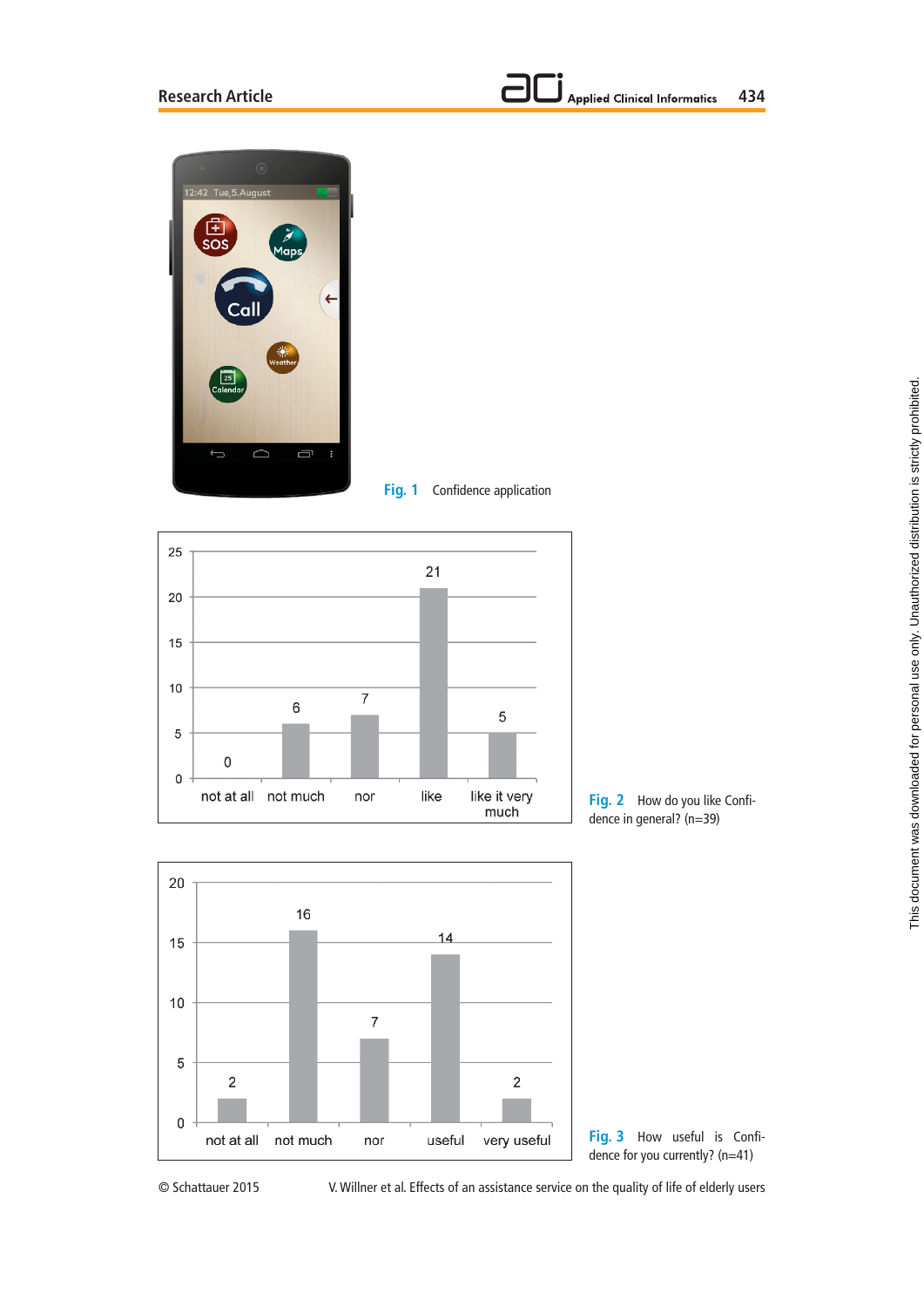Fig. 1 Confidence application

| Response | Count |
|---|---|
| not at all | 0 |
| not much | 6 |
| nor | 7 |
| like | 21 |
| like it very much | 5 |

Fig. 2 How do you like Confidence in general? (n=39)

| Response | Count |
|---|---|
| not at all | 2 |
| not much | 16 |
| nor | 7 |
| useful | 14 |
| very useful | 2 |

Fig. 3 How useful is Confidence for you currently? (n=41)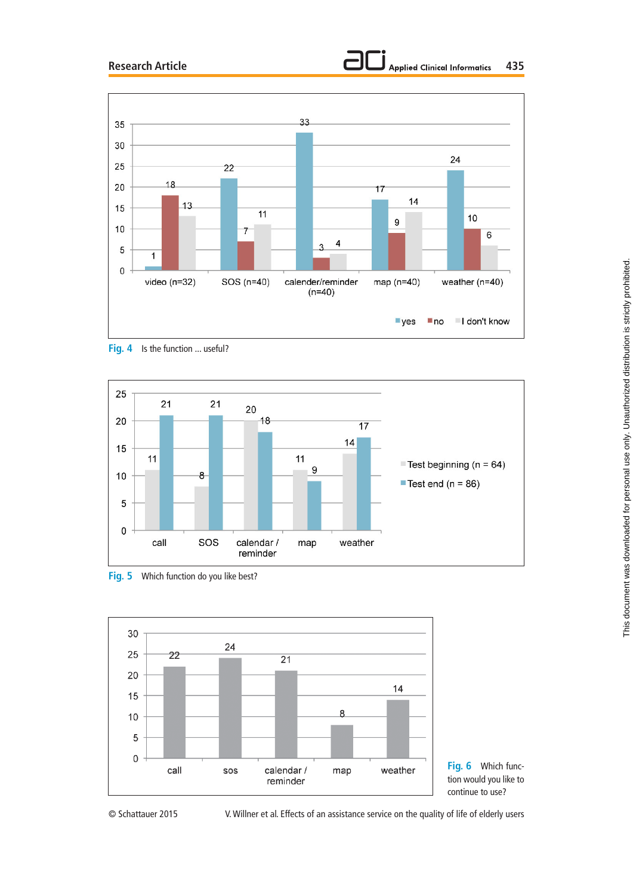Fig. 4 Is the function … useful?

Fig. 5 Which function do you like best?

Fig. 6 Which function would you like to continue to use?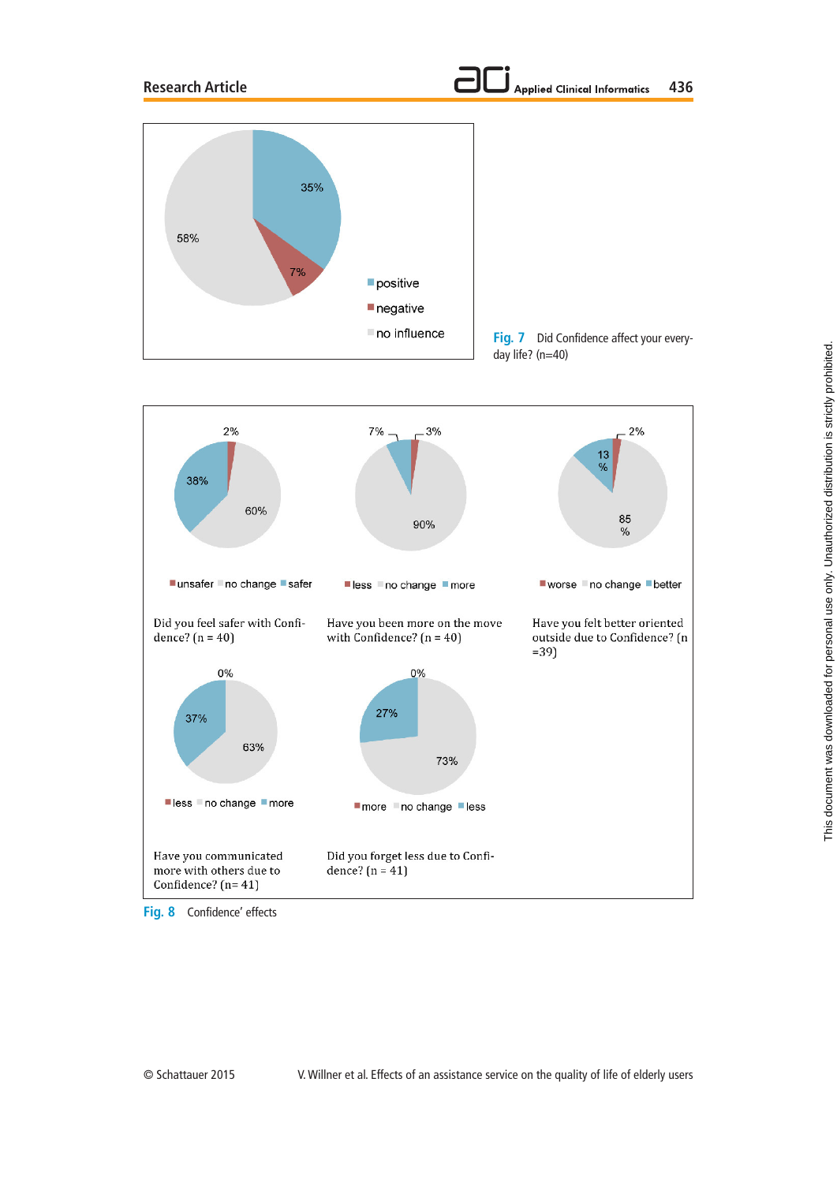Fig. 7 Did Confidence affect your everyday life? (n=40)

Fig. 8 Confidence' effects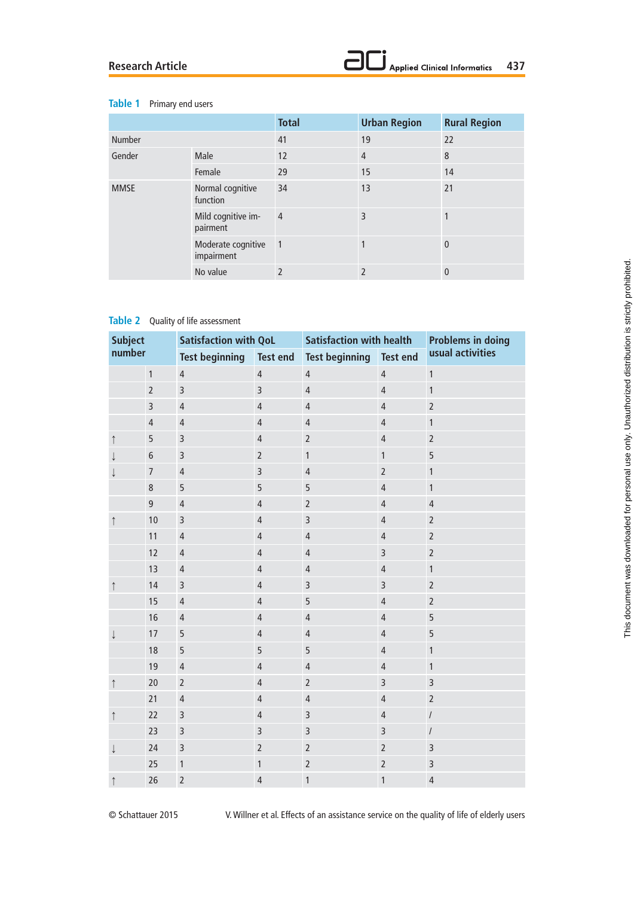**Table 1** Primary end users

| | | Total | Urban Region | Rural Region |
|---|---|---|---|---|
| Number | | 41 | 19 | 22 |
| Gender | Male | 12 | 4 | 8 |
| | Female | 29 | 15 | 14 |
| MMSE | Normal cognitive function | 34 | 13 | 21 |
| | Mild cognitive impairment | 4 | 3 | 1 |
| | Moderate cognitive impairment | 1 | 1 | 0 |
| | No value | 2 | 2 | 0 |

**Table 2** Quality of life assessment

| Subject number | | Satisfaction with QoL | | Satisfaction with health | | Problems in doing usual activities |
|---|---|---|---|---|---|---|
| | | Test beginning | Test end | Test beginning | Test end | |
| | 1 | 4 | 4 | 4 | 4 | 1 |
| | 2 | 3 | 3 | 4 | 4 | 1 |
| | 3 | 4 | 4 | 4 | 4 | 2 |
| | 4 | 4 | 4 | 4 | 4 | 1 |
| ↑ | 5 | 3 | 4 | 2 | 4 | 2 |
| ↓ | 6 | 3 | 2 | 1 | 1 | 5 |
| ↓ | 7 | 4 | 3 | 4 | 2 | 1 |
| | 8 | 5 | 5 | 5 | 4 | 1 |
| | 9 | 4 | 4 | 2 | 4 | 4 |
| ↑ | 10 | 3 | 4 | 3 | 4 | 2 |
| | 11 | 4 | 4 | 4 | 4 | 2 |
| | 12 | 4 | 4 | 4 | 3 | 2 |
| | 13 | 4 | 4 | 4 | 4 | 1 |
| ↑ | 14 | 3 | 4 | 3 | 3 | 2 |
| | 15 | 4 | 4 | 5 | 4 | 2 |
| | 16 | 4 | 4 | 4 | 4 | 5 |
| ↓ | 17 | 5 | 4 | 4 | 4 | 5 |
| | 18 | 5 | 5 | 5 | 4 | 1 |
| | 19 | 4 | 4 | 4 | 4 | 1 |
| ↑ | 20 | 2 | 4 | 2 | 3 | 3 |
| | 21 | 4 | 4 | 4 | 4 | 2 |
| ↑ | 22 | 3 | 4 | 3 | 4 | / |
| | 23 | 3 | 3 | 3 | 3 | / |
| ↓ | 24 | 3 | 2 | 2 | 2 | 3 |
| | 25 | 1 | 1 | 2 | 2 | 3 |
| ↑ | 26 | 2 | 4 | 1 | 1 | 4 |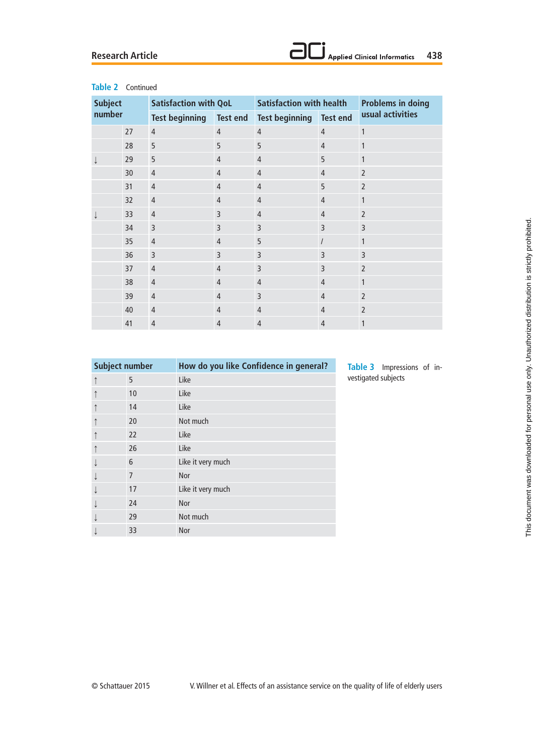**Table 2** Continued

| Subject number | | Satisfaction with QoL | | Satisfaction with health | | Problems in doing usual activities |
|---|---|---|---|---|---|---|
| | | Test beginning | Test end | Test beginning | Test end | |
| | 27 | 4 | 4 | 4 | 4 | 1 |
| | 28 | 5 | 5 | 5 | 4 | 1 |
| ↓ | 29 | 5 | 4 | 4 | 5 | 1 |
| | 30 | 4 | 4 | 4 | 4 | 2 |
| | 31 | 4 | 4 | 4 | 5 | 2 |
| | 32 | 4 | 4 | 4 | 4 | 1 |
| ↓ | 33 | 4 | 3 | 4 | 4 | 2 |
| | 34 | 3 | 3 | 3 | 3 | 3 |
| | 35 | 4 | 4 | 5 | / | 1 |
| | 36 | 3 | 3 | 3 | 3 | 3 |
| | 37 | 4 | 4 | 3 | 3 | 2 |
| | 38 | 4 | 4 | 4 | 4 | 1 |
| | 39 | 4 | 4 | 3 | 4 | 2 |
| | 40 | 4 | 4 | 4 | 4 | 2 |
| | 41 | 4 | 4 | 4 | 4 | 1 |

**Table 3** Impressions of investigated subjects

| Subject number | | How do you like Confidence in general? |
|---|---|---|
| ↑ | 5 | Like |
| ↑ | 10 | Like |
| ↑ | 14 | Like |
| ↑ | 20 | Not much |
| ↑ | 22 | Like |
| ↑ | 26 | Like |
| ↓ | 6 | Like it very much |
| ↓ | 7 | Nor |
| ↓ | 17 | Like it very much |
| ↓ | 24 | Nor |
| ↓ | 29 | Not much |
| ↓ | 33 | Nor |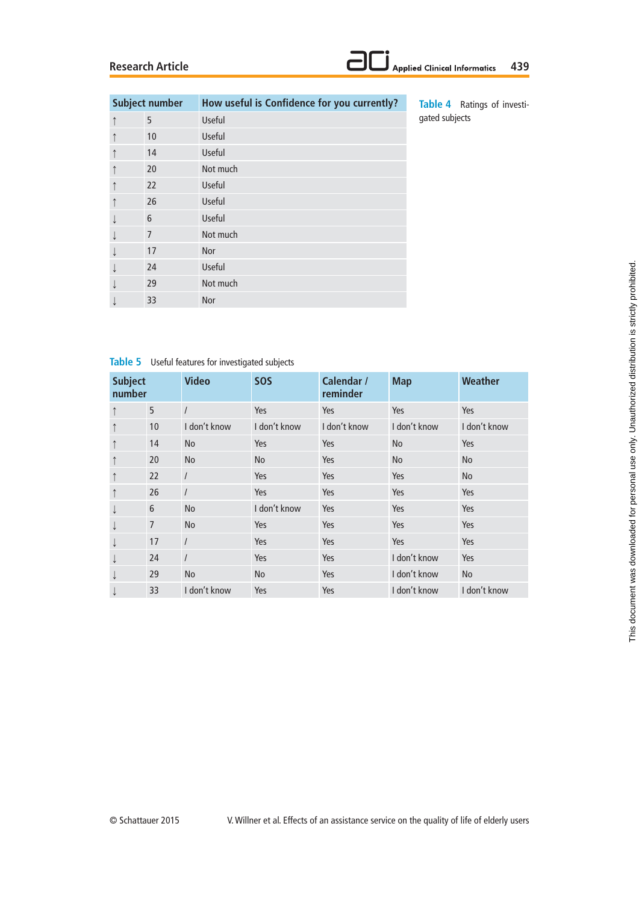**Table 4** Ratings of investigated subjects

| Subject number | | How useful is Confidence for you currently? |
|---|---|---|
| ↑ | 5 | Useful |
| ↑ | 10 | Useful |
| ↑ | 14 | Useful |
| ↑ | 20 | Not much |
| ↑ | 22 | Useful |
| ↑ | 26 | Useful |
| ↓ | 6 | Useful |
| ↓ | 7 | Not much |
| ↓ | 17 | Nor |
| ↓ | 24 | Useful |
| ↓ | 29 | Not much |
| ↓ | 33 | Nor |

**Table 5** Useful features for investigated subjects

| Subject number | | Video | SOS | Calendar / reminder | Map | Weather |
|---|---|---|---|---|---|---|
| ↑ | 5 | / | Yes | Yes | Yes | Yes |
| ↑ | 10 | I don't know | I don't know | I don't know | I don't know | I don't know |
| ↑ | 14 | No | Yes | Yes | No | Yes |
| ↑ | 20 | No | No | Yes | No | No |
| ↑ | 22 | / | Yes | Yes | Yes | No |
| ↑ | 26 | / | Yes | Yes | Yes | Yes |
| ↓ | 6 | No | I don't know | Yes | Yes | Yes |
| ↓ | 7 | No | Yes | Yes | Yes | Yes |
| ↓ | 17 | / | Yes | Yes | Yes | Yes |
| ↓ | 24 | / | Yes | Yes | I don't know | Yes |
| ↓ | 29 | No | No | Yes | I don't know | No |
| ↓ | 33 | I don't know | Yes | Yes | I don't know | I don't know |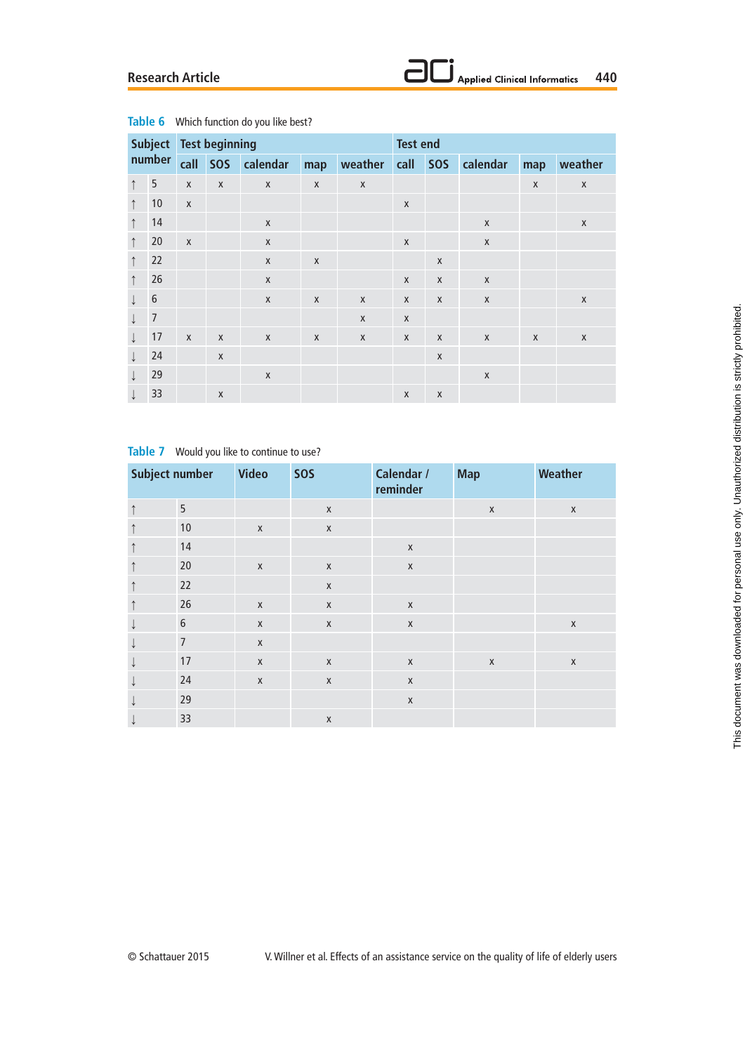**Table 6** Which function do you like best?

| Subject number | | Test beginning | | | | | Test end | | | | |
|---|---|---|---|---|---|---|---|---|---|---|---|
| | | call | SOS | calendar | map | weather | call | SOS | calendar | map | weather |
| ↑ | 5 | x | x | x | x | x | | | | x | x |
| ↑ | 10 | x | | | | | x | | | | |
| ↑ | 14 | | | x | | | | | x | | x |
| ↑ | 20 | x | | x | | | x | | x | | |
| ↑ | 22 | | | x | x | | | x | | | |
| ↑ | 26 | | | x | | | x | x | x | | |
| ↓ | 6 | | | x | x | x | x | x | x | | x |
| ↓ | 7 | | | | | x | x | | | | |
| ↓ | 17 | x | x | x | x | x | x | x | x | x | x |
| ↓ | 24 | | x | | | | | x | | | |
| ↓ | 29 | | | x | | | | | x | | |
| ↓ | 33 | | x | | | | x | x | | | |

**Table 7** Would you like to continue to use?

| Subject number | | Video | SOS | Calendar / reminder | Map | Weather |
|---|---|---|---|---|---|---|
| ↑ | 5 | | x | | x | x |
| ↑ | 10 | x | x | | | |
| ↑ | 14 | | | x | | |
| ↑ | 20 | x | x | x | | |
| ↑ | 22 | | x | | | |
| ↑ | 26 | x | x | x | | |
| ↓ | 6 | x | x | x | | x |
| ↓ | 7 | x | | | | |
| ↓ | 17 | x | x | x | x | x |
| ↓ | 24 | x | x | x | | |
| ↓ | 29 | | | x | | |
| ↓ | 33 | | x | | | |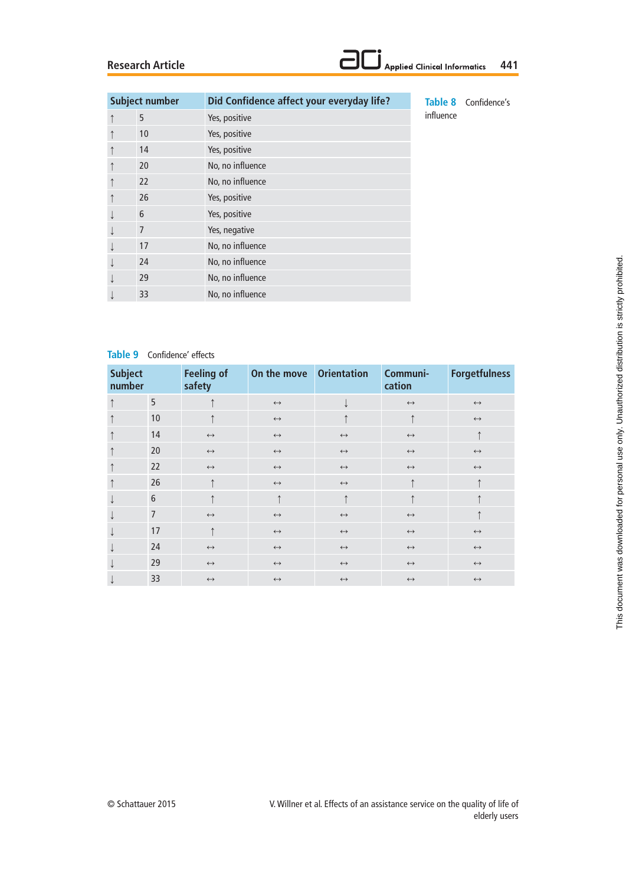**Table 8** Confidence's influence

| Subject number | | Did Confidence affect your everyday life? |
|---|---|---|
| ↑ | 5 | Yes, positive |
| ↑ | 10 | Yes, positive |
| ↑ | 14 | Yes, positive |
| ↑ | 20 | No, no influence |
| ↑ | 22 | No, no influence |
| ↑ | 26 | Yes, positive |
| ↓ | 6 | Yes, positive |
| ↓ | 7 | Yes, negative |
| ↓ | 17 | No, no influence |
| ↓ | 24 | No, no influence |
| ↓ | 29 | No, no influence |
| ↓ | 33 | No, no influence |

**Table 9** Confidence' effects

| Subject number | | Feeling of safety | On the move | Orientation | Communi-cation | Forgetfulness |
|---|---|---|---|---|---|---|
| ↑ | 5 | ↑ | ↔ | ↓ | ↔ | ↔ |
| ↑ | 10 | ↑ | ↔ | ↑ | ↑ | ↔ |
| ↑ | 14 | ↔ | ↔ | ↔ | ↔ | ↑ |
| ↑ | 20 | ↔ | ↔ | ↔ | ↔ | ↔ |
| ↑ | 22 | ↔ | ↔ | ↔ | ↔ | ↔ |
| ↑ | 26 | ↑ | ↔ | ↔ | ↑ | ↑ |
| ↓ | 6 | ↑ | ↑ | ↑ | ↑ | ↑ |
| ↓ | 7 | ↔ | ↔ | ↔ | ↔ | ↑ |
| ↓ | 17 | ↑ | ↔ | ↔ | ↔ | ↔ |
| ↓ | 24 | ↔ | ↔ | ↔ | ↔ | ↔ |
| ↓ | 29 | ↔ | ↔ | ↔ | ↔ | ↔ |
| ↓ | 33 | ↔ | ↔ | ↔ | ↔ | ↔ |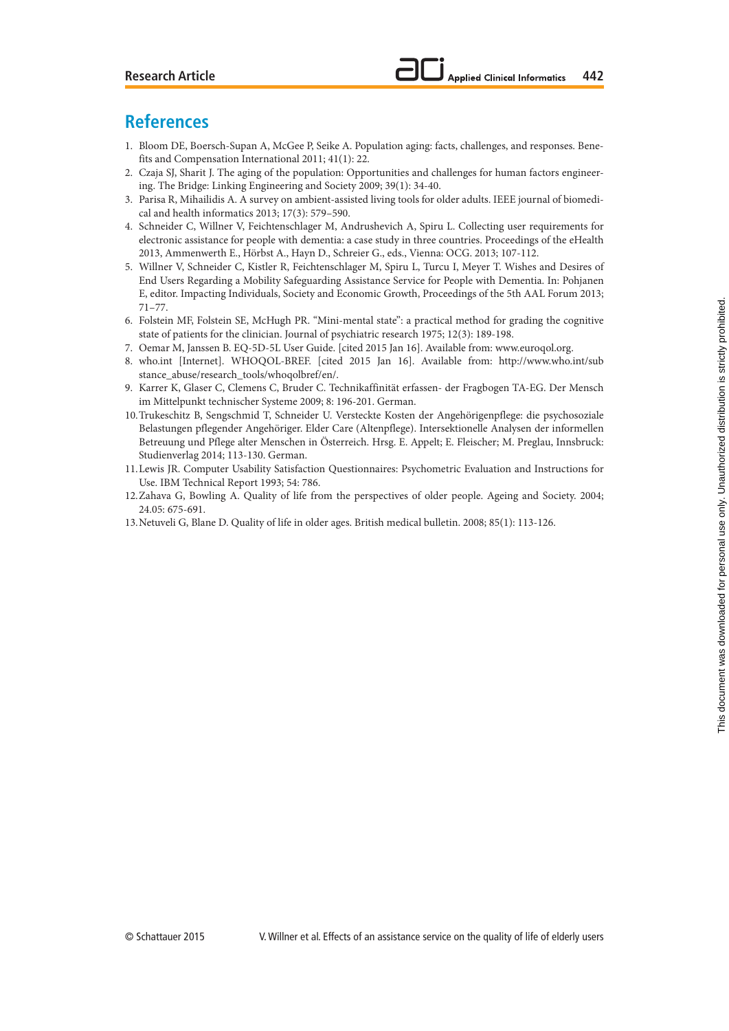## References

1. Bloom DE, Boersch-Supan A, McGee P, Seike A. Population aging: facts, challenges, and responses. Benefits and Compensation International 2011; 41(1): 22.
2. Czaja SJ, Sharit J. The aging of the population: Opportunities and challenges for human factors engineering. The Bridge: Linking Engineering and Society 2009; 39(1): 34-40.
3. Parisa R, Mihailidis A. A survey on ambient-assisted living tools for older adults. IEEE journal of biomedical and health informatics 2013; 17(3): 579–590.
4. Schneider C, Willner V, Feichtenschlager M, Andrushevich A, Spiru L. Collecting user requirements for electronic assistance for people with dementia: a case study in three countries. Proceedings of the eHealth 2013, Ammenwerth E., Hörbst A., Hayn D., Schreier G., eds., Vienna: OCG. 2013; 107-112.
5. Willner V, Schneider C, Kistler R, Feichtenschlager M, Spiru L, Turcu I, Meyer T. Wishes and Desires of End Users Regarding a Mobility Safeguarding Assistance Service for People with Dementia. In: Pohjanen E, editor. Impacting Individuals, Society and Economic Growth, Proceedings of the 5th AAL Forum 2013; 71–77.
6. Folstein MF, Folstein SE, McHugh PR. "Mini-mental state": a practical method for grading the cognitive state of patients for the clinician. Journal of psychiatric research 1975; 12(3): 189-198.
7. Oemar M, Janssen B. EQ-5D-5L User Guide. [cited 2015 Jan 16]. Available from: www.euroqol.org.
8. who.int [Internet]. WHOQOL-BREF. [cited 2015 Jan 16]. Available from: http://www.who.int/substance_abuse/research_tools/whoqolbref/en/.
9. Karrer K, Glaser C, Clemens C, Bruder C. Technikaffinität erfassen- der Fragbogen TA-EG. Der Mensch im Mittelpunkt technischer Systeme 2009; 8: 196-201. German.
10. Trukeschitz B, Sengschmid T, Schneider U. Versteckte Kosten der Angehörigenpflege: die psychosoziale Belastungen pflegender Angehöriger. Elder Care (Altenpflege). Intersektionelle Analysen der informellen Betreuung und Pflege alter Menschen in Österreich. Hrsg. E. Appelt; E. Fleischer; M. Preglau, Innsbruck: Studienverlag 2014; 113-130. German.
11. Lewis JR. Computer Usability Satisfaction Questionnaires: Psychometric Evaluation and Instructions for Use. IBM Technical Report 1993; 54: 786.
12. Zahava G, Bowling A. Quality of life from the perspectives of older people. Ageing and Society. 2004; 24.05: 675-691.
13. Netuveli G, Blane D. Quality of life in older ages. British medical bulletin. 2008; 85(1): 113-126.